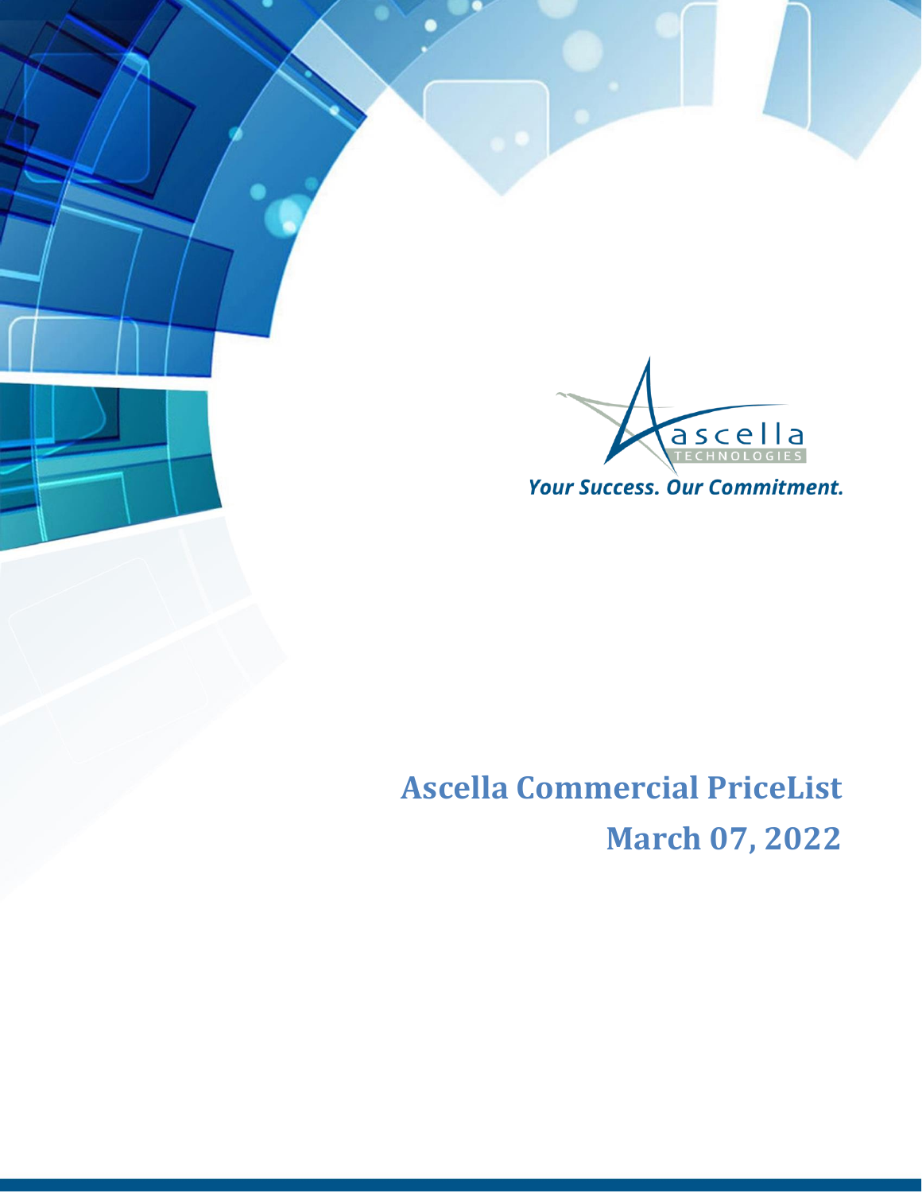ascella TECHNOLOGIES

*Your Success. Our Commitment.*

# Ascella Commercial PriceList

## March 07, 2022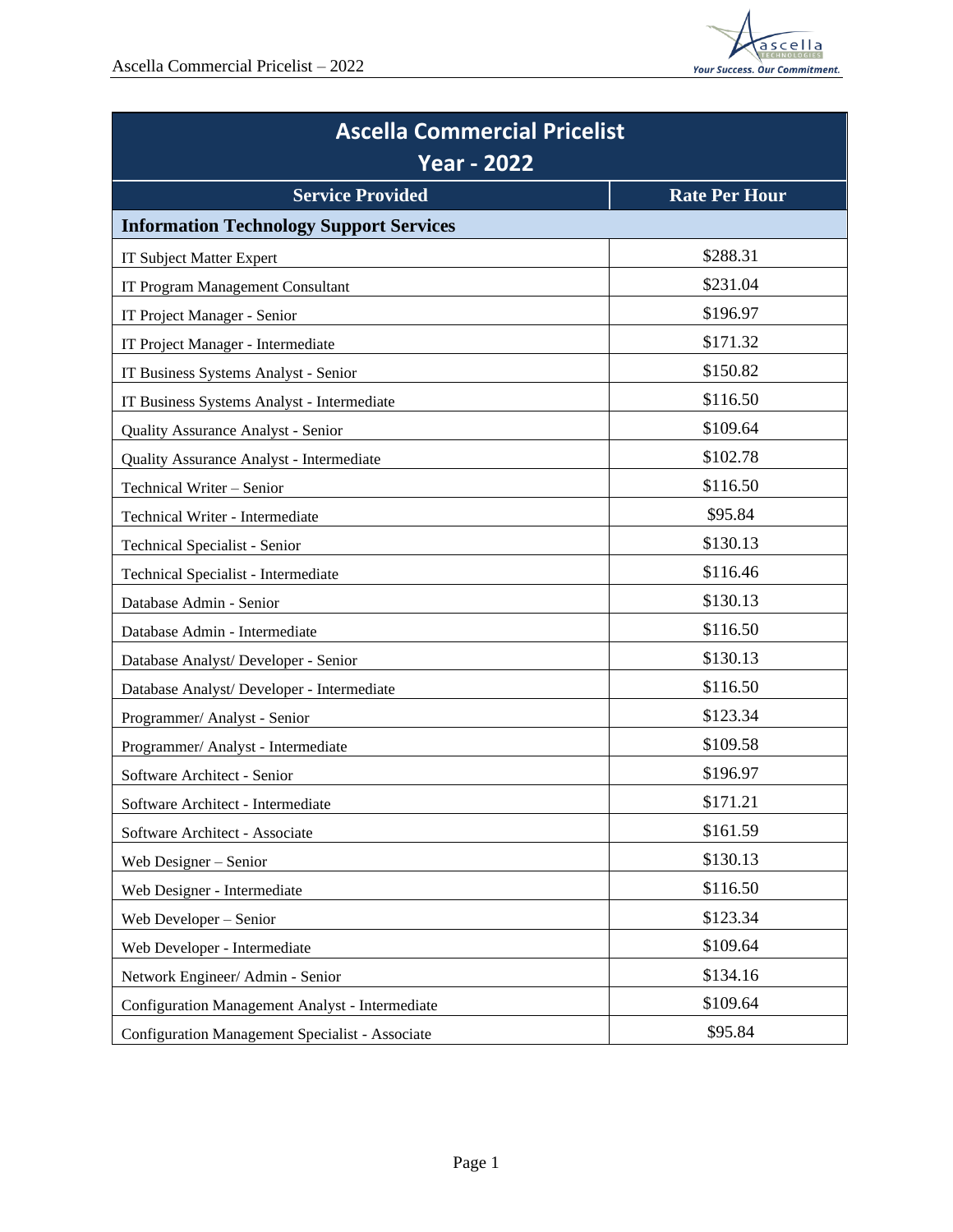| Ascella Commercial Pricelist Year - 2022 | |
|---|---|
| **Service Provided** | **Rate Per Hour** |
| **Information Technology Support Services** | |
| IT Subject Matter Expert | $288.31 |
| IT Program Management Consultant | $231.04 |
| IT Project Manager - Senior | $196.97 |
| IT Project Manager - Intermediate | $171.32 |
| IT Business Systems Analyst - Senior | $150.82 |
| IT Business Systems Analyst - Intermediate | $116.50 |
| Quality Assurance Analyst - Senior | $109.64 |
| Quality Assurance Analyst - Intermediate | $102.78 |
| Technical Writer – Senior | $116.50 |
| Technical Writer - Intermediate | $95.84 |
| Technical Specialist - Senior | $130.13 |
| Technical Specialist - Intermediate | $116.46 |
| Database Admin - Senior | $130.13 |
| Database Admin - Intermediate | $116.50 |
| Database Analyst/ Developer - Senior | $130.13 |
| Database Analyst/ Developer - Intermediate | $116.50 |
| Programmer/ Analyst - Senior | $123.34 |
| Programmer/ Analyst - Intermediate | $109.58 |
| Software Architect - Senior | $196.97 |
| Software Architect - Intermediate | $171.21 |
| Software Architect - Associate | $161.59 |
| Web Designer – Senior | $130.13 |
| Web Designer - Intermediate | $116.50 |
| Web Developer – Senior | $123.34 |
| Web Developer - Intermediate | $109.64 |
| Network Engineer/ Admin - Senior | $134.16 |
| Configuration Management Analyst - Intermediate | $109.64 |
| Configuration Management Specialist - Associate | $95.84 |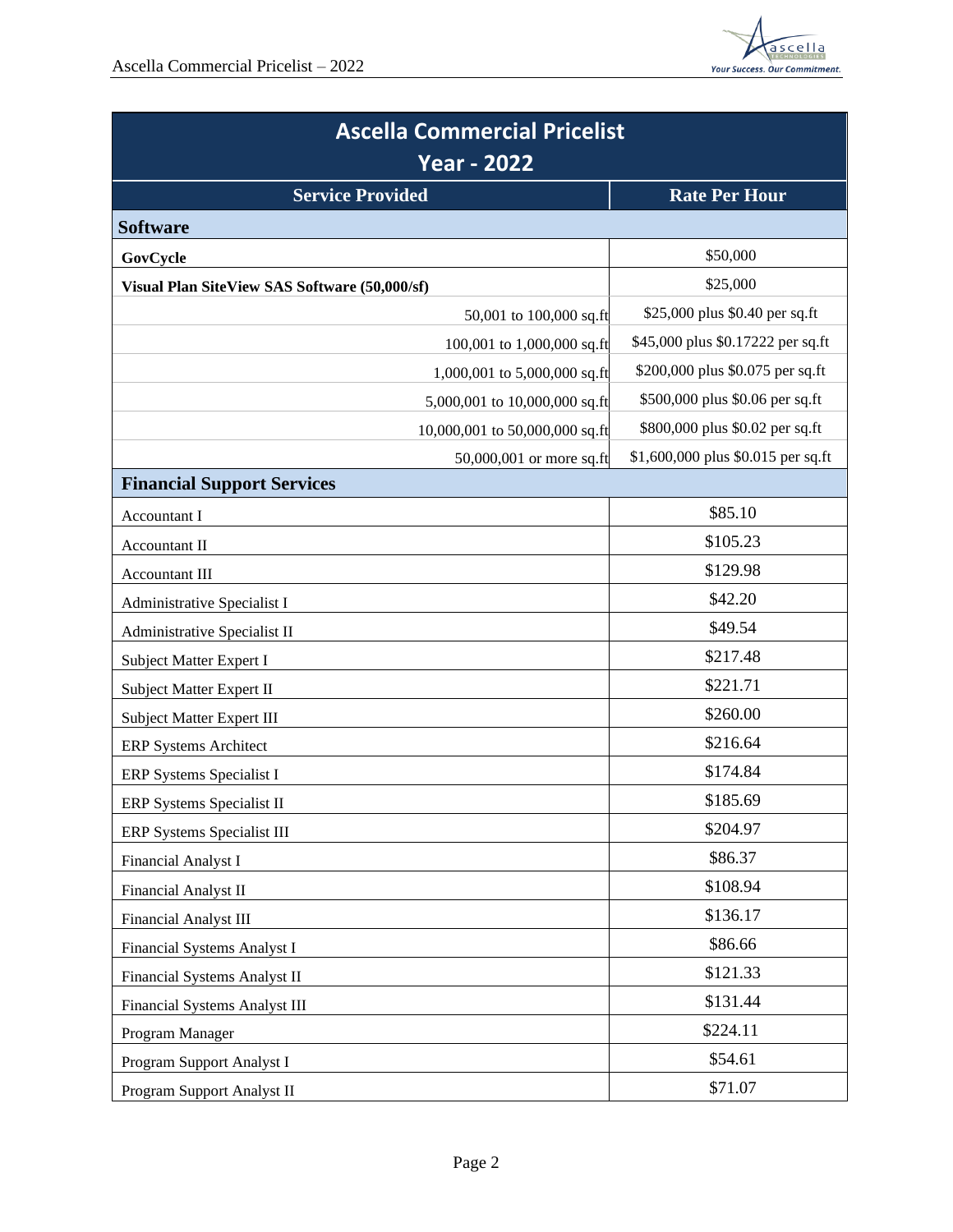| Ascella Commercial Pricelist Year - 2022 | |
|---|---|
| **Service Provided** | **Rate Per Hour** |
| **Software** | |
| **GovCycle** | $50,000 |
| **Visual Plan SiteView SAS Software (50,000/sf)** | $25,000 |
| 50,001 to 100,000 sq.ft | $25,000 plus $0.40 per sq.ft |
| 100,001 to 1,000,000 sq.ft | $45,000 plus $0.17222 per sq.ft |
| 1,000,001 to 5,000,000 sq.ft | $200,000 plus $0.075 per sq.ft |
| 5,000,001 to 10,000,000 sq.ft | $500,000 plus $0.06 per sq.ft |
| 10,000,001 to 50,000,000 sq.ft | $800,000 plus $0.02 per sq.ft |
| 50,000,001 or more sq.ft | $1,600,000 plus $0.015 per sq.ft |
| **Financial Support Services** | |
| Accountant I | $85.10 |
| Accountant II | $105.23 |
| Accountant III | $129.98 |
| Administrative Specialist I | $42.20 |
| Administrative Specialist II | $49.54 |
| Subject Matter Expert I | $217.48 |
| Subject Matter Expert II | $221.71 |
| Subject Matter Expert III | $260.00 |
| ERP Systems Architect | $216.64 |
| ERP Systems Specialist I | $174.84 |
| ERP Systems Specialist II | $185.69 |
| ERP Systems Specialist III | $204.97 |
| Financial Analyst I | $86.37 |
| Financial Analyst II | $108.94 |
| Financial Analyst III | $136.17 |
| Financial Systems Analyst I | $86.66 |
| Financial Systems Analyst II | $121.33 |
| Financial Systems Analyst III | $131.44 |
| Program Manager | $224.11 |
| Program Support Analyst I | $54.61 |
| Program Support Analyst II | $71.07 |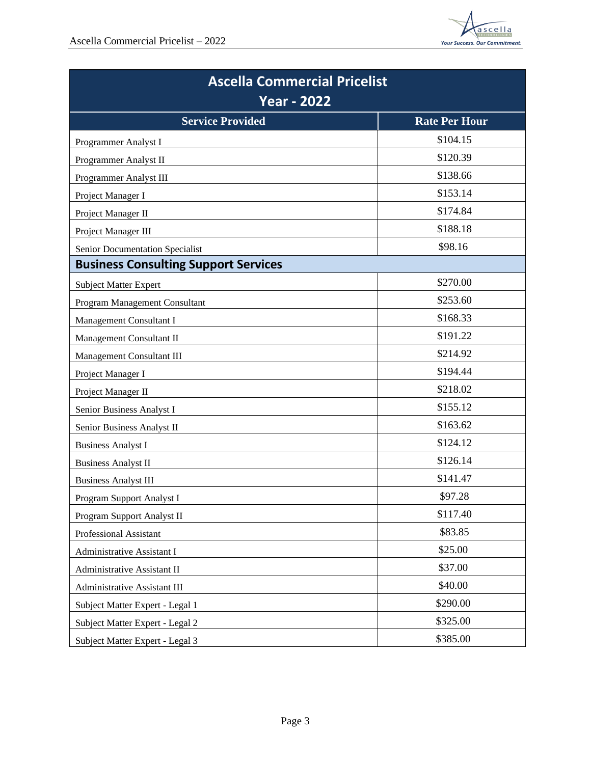| Ascella Commercial Pricelist Year - 2022 | |
|---|---|
| **Service Provided** | **Rate Per Hour** |
| Programmer Analyst I | $104.15 |
| Programmer Analyst II | $120.39 |
| Programmer Analyst III | $138.66 |
| Project Manager I | $153.14 |
| Project Manager II | $174.84 |
| Project Manager III | $188.18 |
| Senior Documentation Specialist | $98.16 |
| **Business Consulting Support Services** | |
| Subject Matter Expert | $270.00 |
| Program Management Consultant | $253.60 |
| Management Consultant I | $168.33 |
| Management Consultant II | $191.22 |
| Management Consultant III | $214.92 |
| Project Manager I | $194.44 |
| Project Manager II | $218.02 |
| Senior Business Analyst I | $155.12 |
| Senior Business Analyst II | $163.62 |
| Business Analyst I | $124.12 |
| Business Analyst II | $126.14 |
| Business Analyst III | $141.47 |
| Program Support Analyst I | $97.28 |
| Program Support Analyst II | $117.40 |
| Professional Assistant | $83.85 |
| Administrative Assistant I | $25.00 |
| Administrative Assistant II | $37.00 |
| Administrative Assistant III | $40.00 |
| Subject Matter Expert - Legal 1 | $290.00 |
| Subject Matter Expert - Legal 2 | $325.00 |
| Subject Matter Expert - Legal 3 | $385.00 |